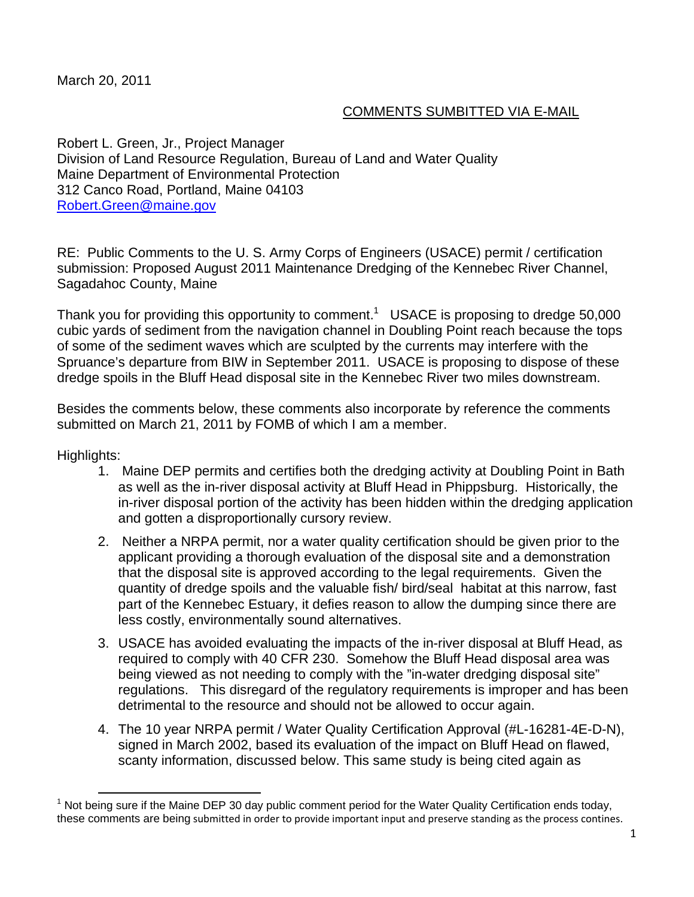March 20, 2011

COMMENTS SUMBITTED VIA E-MAIL

Robert L. Green, Jr., Project Manager
Division of Land Resource Regulation, Bureau of Land and Water Quality
Maine Department of Environmental Protection
312 Canco Road, Portland, Maine 04103
Robert.Green@maine.gov

RE: Public Comments to the U. S. Army Corps of Engineers (USACE) permit / certification submission: Proposed August 2011 Maintenance Dredging of the Kennebec River Channel, Sagadahoc County, Maine

Thank you for providing this opportunity to comment.[1] USACE is proposing to dredge 50,000 cubic yards of sediment from the navigation channel in Doubling Point reach because the tops of some of the sediment waves which are sculpted by the currents may interfere with the Spruance's departure from BIW in September 2011. USACE is proposing to dispose of these dredge spoils in the Bluff Head disposal site in the Kennebec River two miles downstream.

Besides the comments below, these comments also incorporate by reference the comments submitted on March 21, 2011 by FOMB of which I am a member.

Highlights:

1. Maine DEP permits and certifies both the dredging activity at Doubling Point in Bath as well as the in-river disposal activity at Bluff Head in Phippsburg. Historically, the in-river disposal portion of the activity has been hidden within the dredging application and gotten a disproportionally cursory review.
2. Neither a NRPA permit, nor a water quality certification should be given prior to the applicant providing a thorough evaluation of the disposal site and a demonstration that the disposal site is approved according to the legal requirements. Given the quantity of dredge spoils and the valuable fish/ bird/seal habitat at this narrow, fast part of the Kennebec Estuary, it defies reason to allow the dumping since there are less costly, environmentally sound alternatives.
3. USACE has avoided evaluating the impacts of the in-river disposal at Bluff Head, as required to comply with 40 CFR 230. Somehow the Bluff Head disposal area was being viewed as not needing to comply with the "in-water dredging disposal site" regulations. This disregard of the regulatory requirements is improper and has been detrimental to the resource and should not be allowed to occur again.
4. The 10 year NRPA permit / Water Quality Certification Approval (#L-16281-4E-D-N), signed in March 2002, based its evaluation of the impact on Bluff Head on flawed, scanty information, discussed below. This same study is being cited again as

[1] Not being sure if the Maine DEP 30 day public comment period for the Water Quality Certification ends today, these comments are being submitted in order to provide important input and preserve standing as the process contines.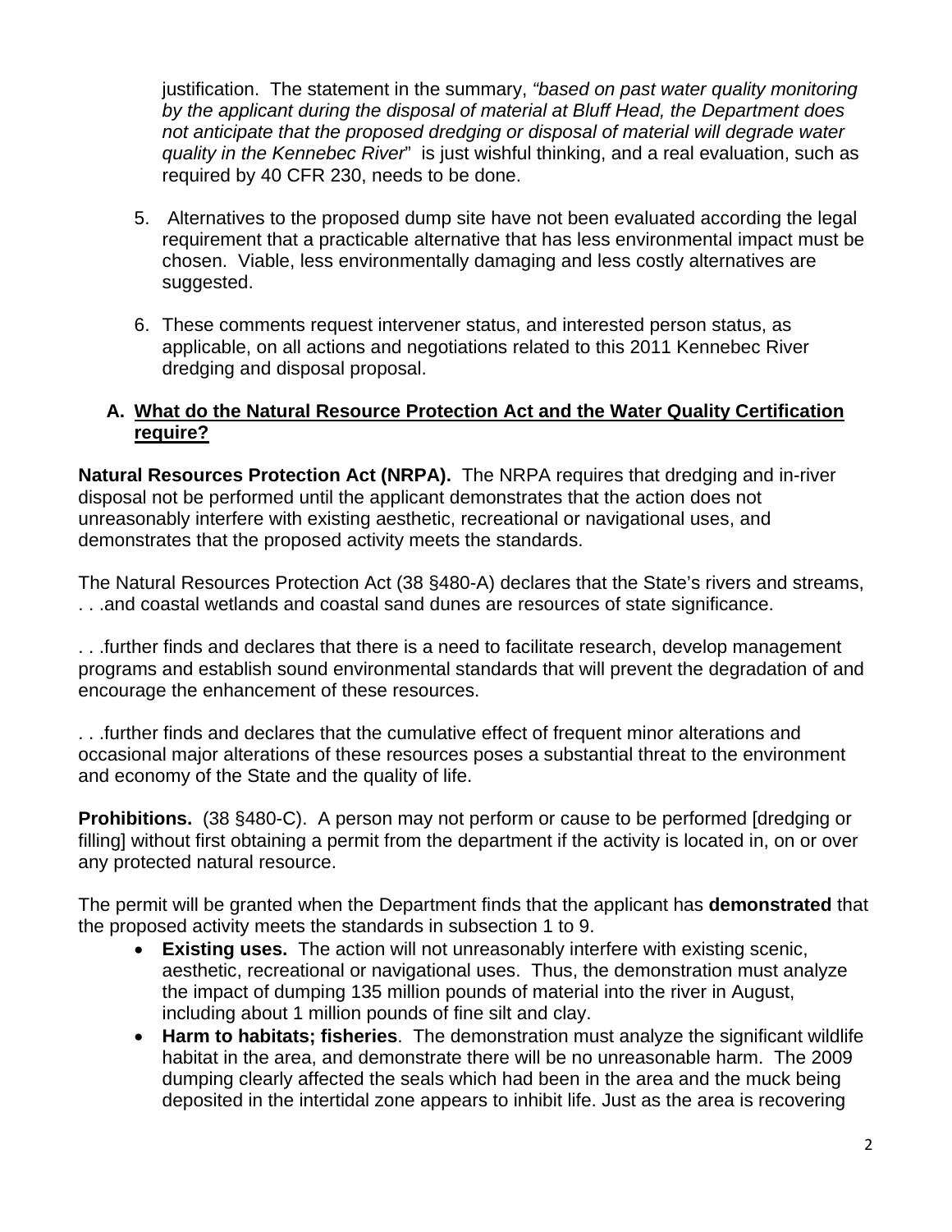justification. The statement in the summary, *"based on past water quality monitoring by the applicant during the disposal of material at Bluff Head, the Department does not anticipate that the proposed dredging or disposal of material will degrade water quality in the Kennebec River*" is just wishful thinking, and a real evaluation, such as required by 40 CFR 230, needs to be done.

5. Alternatives to the proposed dump site have not been evaluated according the legal requirement that a practicable alternative that has less environmental impact must be chosen. Viable, less environmentally damaging and less costly alternatives are suggested.

6. These comments request intervener status, and interested person status, as applicable, on all actions and negotiations related to this 2011 Kennebec River dredging and disposal proposal.

## A. What do the Natural Resource Protection Act and the Water Quality Certification require?

**Natural Resources Protection Act (NRPA).** The NRPA requires that dredging and in-river disposal not be performed until the applicant demonstrates that the action does not unreasonably interfere with existing aesthetic, recreational or navigational uses, and demonstrates that the proposed activity meets the standards.

The Natural Resources Protection Act (38 §480-A) declares that the State's rivers and streams, . . .and coastal wetlands and coastal sand dunes are resources of state significance.

. . .further finds and declares that there is a need to facilitate research, develop management programs and establish sound environmental standards that will prevent the degradation of and encourage the enhancement of these resources.

. . .further finds and declares that the cumulative effect of frequent minor alterations and occasional major alterations of these resources poses a substantial threat to the environment and economy of the State and the quality of life.

**Prohibitions.** (38 §480-C). A person may not perform or cause to be performed [dredging or filling] without first obtaining a permit from the department if the activity is located in, on or over any protected natural resource.

The permit will be granted when the Department finds that the applicant has **demonstrated** that the proposed activity meets the standards in subsection 1 to 9.

- **Existing uses.** The action will not unreasonably interfere with existing scenic, aesthetic, recreational or navigational uses. Thus, the demonstration must analyze the impact of dumping 135 million pounds of material into the river in August, including about 1 million pounds of fine silt and clay.
- **Harm to habitats; fisheries**. The demonstration must analyze the significant wildlife habitat in the area, and demonstrate there will be no unreasonable harm. The 2009 dumping clearly affected the seals which had been in the area and the muck being deposited in the intertidal zone appears to inhibit life. Just as the area is recovering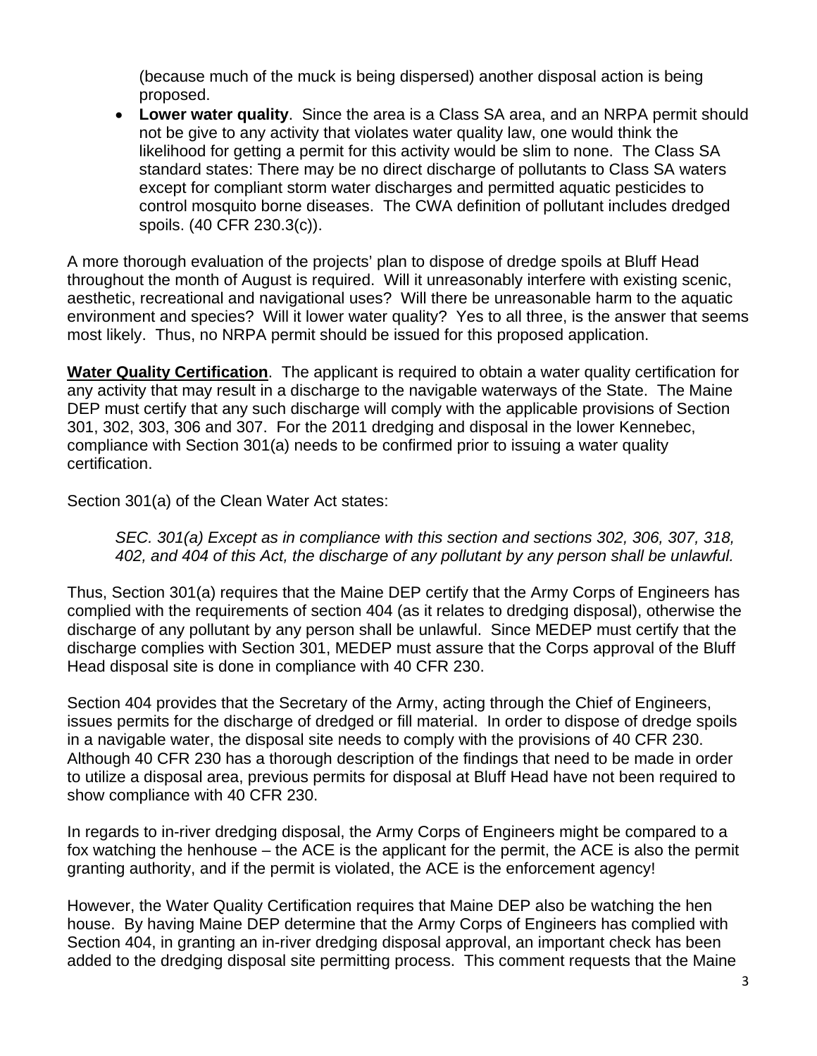(because much of the muck is being dispersed) another disposal action is being proposed.

- **Lower water quality**. Since the area is a Class SA area, and an NRPA permit should not be give to any activity that violates water quality law, one would think the likelihood for getting a permit for this activity would be slim to none. The Class SA standard states: There may be no direct discharge of pollutants to Class SA waters except for compliant storm water discharges and permitted aquatic pesticides to control mosquito borne diseases. The CWA definition of pollutant includes dredged spoils. (40 CFR 230.3(c)).

A more thorough evaluation of the projects' plan to dispose of dredge spoils at Bluff Head throughout the month of August is required. Will it unreasonably interfere with existing scenic, aesthetic, recreational and navigational uses? Will there be unreasonable harm to the aquatic environment and species? Will it lower water quality? Yes to all three, is the answer that seems most likely. Thus, no NRPA permit should be issued for this proposed application.

**Water Quality Certification**. The applicant is required to obtain a water quality certification for any activity that may result in a discharge to the navigable waterways of the State. The Maine DEP must certify that any such discharge will comply with the applicable provisions of Section 301, 302, 303, 306 and 307. For the 2011 dredging and disposal in the lower Kennebec, compliance with Section 301(a) needs to be confirmed prior to issuing a water quality certification.

Section 301(a) of the Clean Water Act states:

> *SEC. 301(a) Except as in compliance with this section and sections 302, 306, 307, 318, 402, and 404 of this Act, the discharge of any pollutant by any person shall be unlawful.*

Thus, Section 301(a) requires that the Maine DEP certify that the Army Corps of Engineers has complied with the requirements of section 404 (as it relates to dredging disposal), otherwise the discharge of any pollutant by any person shall be unlawful. Since MEDEP must certify that the discharge complies with Section 301, MEDEP must assure that the Corps approval of the Bluff Head disposal site is done in compliance with 40 CFR 230.

Section 404 provides that the Secretary of the Army, acting through the Chief of Engineers, issues permits for the discharge of dredged or fill material. In order to dispose of dredge spoils in a navigable water, the disposal site needs to comply with the provisions of 40 CFR 230. Although 40 CFR 230 has a thorough description of the findings that need to be made in order to utilize a disposal area, previous permits for disposal at Bluff Head have not been required to show compliance with 40 CFR 230.

In regards to in-river dredging disposal, the Army Corps of Engineers might be compared to a fox watching the henhouse – the ACE is the applicant for the permit, the ACE is also the permit granting authority, and if the permit is violated, the ACE is the enforcement agency!

However, the Water Quality Certification requires that Maine DEP also be watching the hen house. By having Maine DEP determine that the Army Corps of Engineers has complied with Section 404, in granting an in-river dredging disposal approval, an important check has been added to the dredging disposal site permitting process. This comment requests that the Maine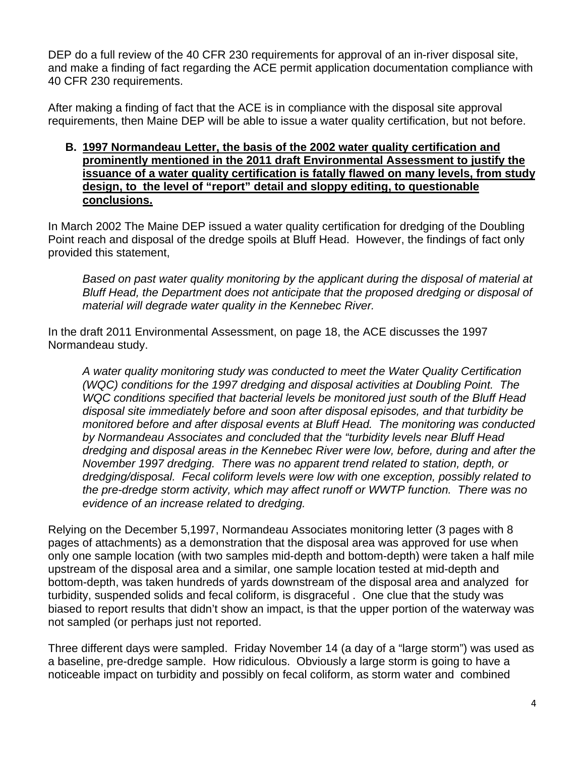DEP do a full review of the 40 CFR 230 requirements for approval of an in-river disposal site, and make a finding of fact regarding the ACE permit application documentation compliance with 40 CFR 230 requirements.

After making a finding of fact that the ACE is in compliance with the disposal site approval requirements, then Maine DEP will be able to issue a water quality certification, but not before.

**B. <u>1997 Normandeau Letter, the basis of the 2002 water quality certification and prominently mentioned in the 2011 draft Environmental Assessment to justify the issuance of a water quality certification is fatally flawed on many levels, from study design, to the level of "report" detail and sloppy editing, to questionable conclusions.</u>**

In March 2002 The Maine DEP issued a water quality certification for dredging of the Doubling Point reach and disposal of the dredge spoils at Bluff Head. However, the findings of fact only provided this statement,

> *Based on past water quality monitoring by the applicant during the disposal of material at Bluff Head, the Department does not anticipate that the proposed dredging or disposal of material will degrade water quality in the Kennebec River.*

In the draft 2011 Environmental Assessment, on page 18, the ACE discusses the 1997 Normandeau study.

> *A water quality monitoring study was conducted to meet the Water Quality Certification (WQC) conditions for the 1997 dredging and disposal activities at Doubling Point. The WQC conditions specified that bacterial levels be monitored just south of the Bluff Head disposal site immediately before and soon after disposal episodes, and that turbidity be monitored before and after disposal events at Bluff Head. The monitoring was conducted by Normandeau Associates and concluded that the "turbidity levels near Bluff Head dredging and disposal areas in the Kennebec River were low, before, during and after the November 1997 dredging. There was no apparent trend related to station, depth, or dredging/disposal. Fecal coliform levels were low with one exception, possibly related to the pre-dredge storm activity, which may affect runoff or WWTP function. There was no evidence of an increase related to dredging.*

Relying on the December 5,1997, Normandeau Associates monitoring letter (3 pages with 8 pages of attachments) as a demonstration that the disposal area was approved for use when only one sample location (with two samples mid-depth and bottom-depth) were taken a half mile upstream of the disposal area and a similar, one sample location tested at mid-depth and bottom-depth, was taken hundreds of yards downstream of the disposal area and analyzed for turbidity, suspended solids and fecal coliform, is disgraceful . One clue that the study was biased to report results that didn't show an impact, is that the upper portion of the waterway was not sampled (or perhaps just not reported.

Three different days were sampled. Friday November 14 (a day of a "large storm") was used as a baseline, pre-dredge sample. How ridiculous. Obviously a large storm is going to have a noticeable impact on turbidity and possibly on fecal coliform, as storm water and combined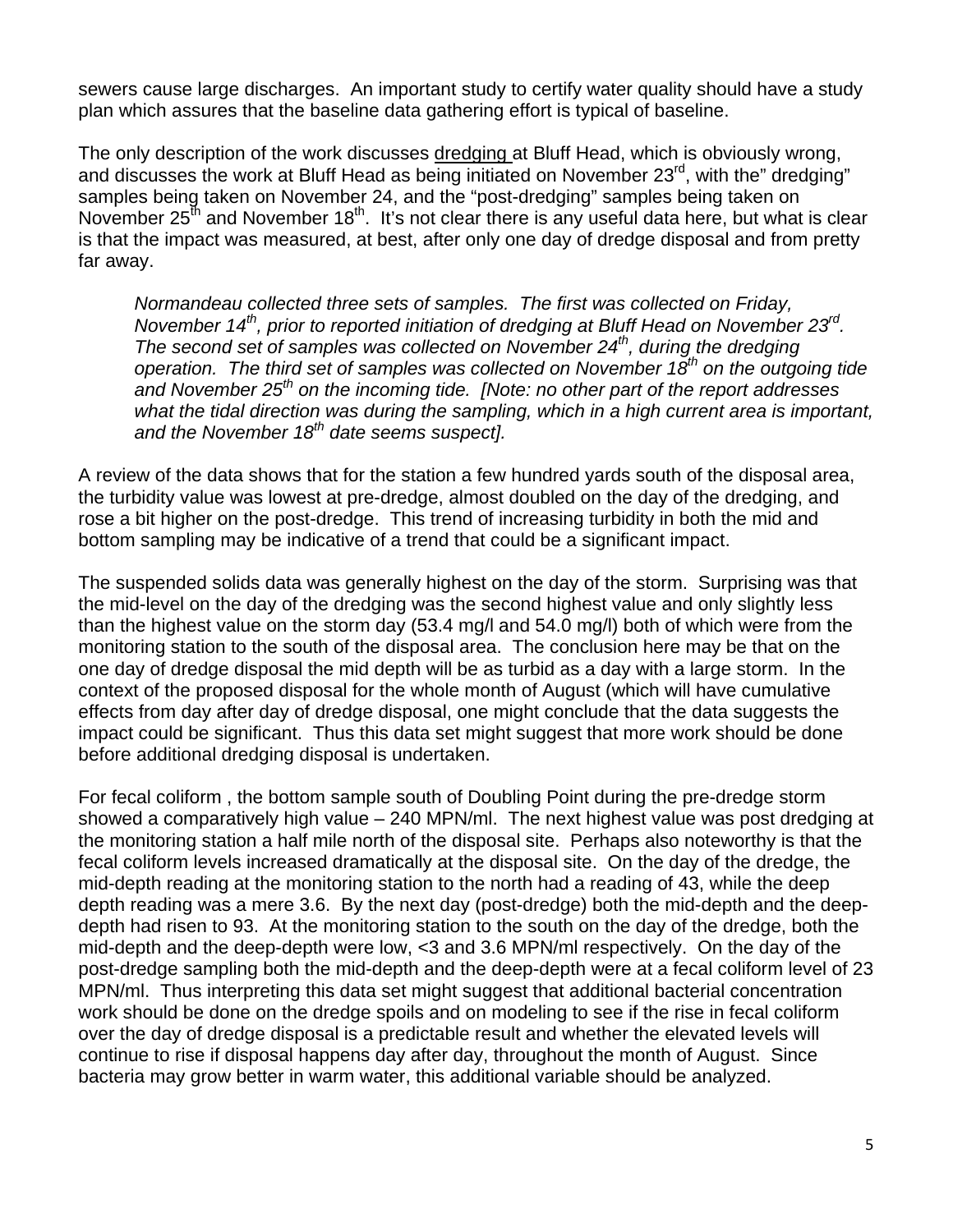sewers cause large discharges. An important study to certify water quality should have a study plan which assures that the baseline data gathering effort is typical of baseline.

The only description of the work discusses dredging at Bluff Head, which is obviously wrong, and discusses the work at Bluff Head as being initiated on November 23rd, with the" dredging" samples being taken on November 24, and the "post-dredging" samples being taken on November 25th and November 18th. It's not clear there is any useful data here, but what is clear is that the impact was measured, at best, after only one day of dredge disposal and from pretty far away.

> *Normandeau collected three sets of samples. The first was collected on Friday, November 14th, prior to reported initiation of dredging at Bluff Head on November 23rd. The second set of samples was collected on November 24th, during the dredging operation. The third set of samples was collected on November 18th on the outgoing tide and November 25th on the incoming tide. [Note: no other part of the report addresses what the tidal direction was during the sampling, which in a high current area is important, and the November 18th date seems suspect].*

A review of the data shows that for the station a few hundred yards south of the disposal area, the turbidity value was lowest at pre-dredge, almost doubled on the day of the dredging, and rose a bit higher on the post-dredge. This trend of increasing turbidity in both the mid and bottom sampling may be indicative of a trend that could be a significant impact.

The suspended solids data was generally highest on the day of the storm. Surprising was that the mid-level on the day of the dredging was the second highest value and only slightly less than the highest value on the storm day (53.4 mg/l and 54.0 mg/l) both of which were from the monitoring station to the south of the disposal area. The conclusion here may be that on the one day of dredge disposal the mid depth will be as turbid as a day with a large storm. In the context of the proposed disposal for the whole month of August (which will have cumulative effects from day after day of dredge disposal, one might conclude that the data suggests the impact could be significant. Thus this data set might suggest that more work should be done before additional dredging disposal is undertaken.

For fecal coliform , the bottom sample south of Doubling Point during the pre-dredge storm showed a comparatively high value – 240 MPN/ml. The next highest value was post dredging at the monitoring station a half mile north of the disposal site. Perhaps also noteworthy is that the fecal coliform levels increased dramatically at the disposal site. On the day of the dredge, the mid-depth reading at the monitoring station to the north had a reading of 43, while the deep depth reading was a mere 3.6. By the next day (post-dredge) both the mid-depth and the deep-depth had risen to 93. At the monitoring station to the south on the day of the dredge, both the mid-depth and the deep-depth were low, <3 and 3.6 MPN/ml respectively. On the day of the post-dredge sampling both the mid-depth and the deep-depth were at a fecal coliform level of 23 MPN/ml. Thus interpreting this data set might suggest that additional bacterial concentration work should be done on the dredge spoils and on modeling to see if the rise in fecal coliform over the day of dredge disposal is a predictable result and whether the elevated levels will continue to rise if disposal happens day after day, throughout the month of August. Since bacteria may grow better in warm water, this additional variable should be analyzed.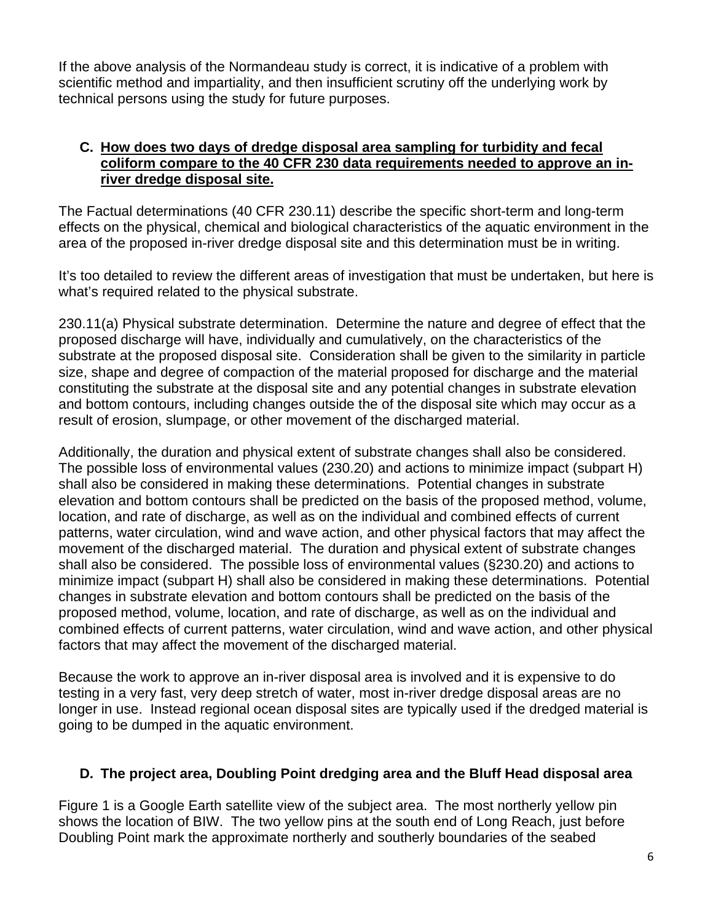If the above analysis of the Normandeau study is correct, it is indicative of a problem with scientific method and impartiality, and then insufficient scrutiny off the underlying work by technical persons using the study for future purposes.

### C. <u>How does two days of dredge disposal area sampling for turbidity and fecal coliform compare to the 40 CFR 230 data requirements needed to approve an in-river dredge disposal site.</u>

The Factual determinations (40 CFR 230.11) describe the specific short-term and long-term effects on the physical, chemical and biological characteristics of the aquatic environment in the area of the proposed in-river dredge disposal site and this determination must be in writing.

It's too detailed to review the different areas of investigation that must be undertaken, but here is what's required related to the physical substrate.

230.11(a) Physical substrate determination. Determine the nature and degree of effect that the proposed discharge will have, individually and cumulatively, on the characteristics of the substrate at the proposed disposal site. Consideration shall be given to the similarity in particle size, shape and degree of compaction of the material proposed for discharge and the material constituting the substrate at the disposal site and any potential changes in substrate elevation and bottom contours, including changes outside the of the disposal site which may occur as a result of erosion, slumpage, or other movement of the discharged material.

Additionally, the duration and physical extent of substrate changes shall also be considered. The possible loss of environmental values (230.20) and actions to minimize impact (subpart H) shall also be considered in making these determinations. Potential changes in substrate elevation and bottom contours shall be predicted on the basis of the proposed method, volume, location, and rate of discharge, as well as on the individual and combined effects of current patterns, water circulation, wind and wave action, and other physical factors that may affect the movement of the discharged material. The duration and physical extent of substrate changes shall also be considered. The possible loss of environmental values (§230.20) and actions to minimize impact (subpart H) shall also be considered in making these determinations. Potential changes in substrate elevation and bottom contours shall be predicted on the basis of the proposed method, volume, location, and rate of discharge, as well as on the individual and combined effects of current patterns, water circulation, wind and wave action, and other physical factors that may affect the movement of the discharged material.

Because the work to approve an in-river disposal area is involved and it is expensive to do testing in a very fast, very deep stretch of water, most in-river dredge disposal areas are no longer in use. Instead regional ocean disposal sites are typically used if the dredged material is going to be dumped in the aquatic environment.

### D. The project area, Doubling Point dredging area and the Bluff Head disposal area

Figure 1 is a Google Earth satellite view of the subject area. The most northerly yellow pin shows the location of BIW. The two yellow pins at the south end of Long Reach, just before Doubling Point mark the approximate northerly and southerly boundaries of the seabed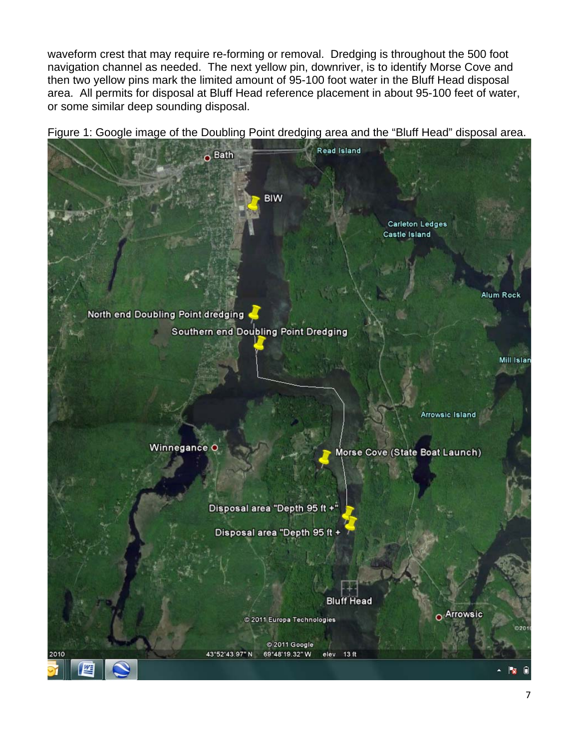waveform crest that may require re-forming or removal. Dredging is throughout the 500 foot navigation channel as needed. The next yellow pin, downriver, is to identify Morse Cove and then two yellow pins mark the limited amount of 95-100 foot water in the Bluff Head disposal area. All permits for disposal at Bluff Head reference placement in about 95-100 feet of water, or some similar deep sounding disposal.

Figure 1: Google image of the Doubling Point dredging area and the "Bluff Head" disposal area.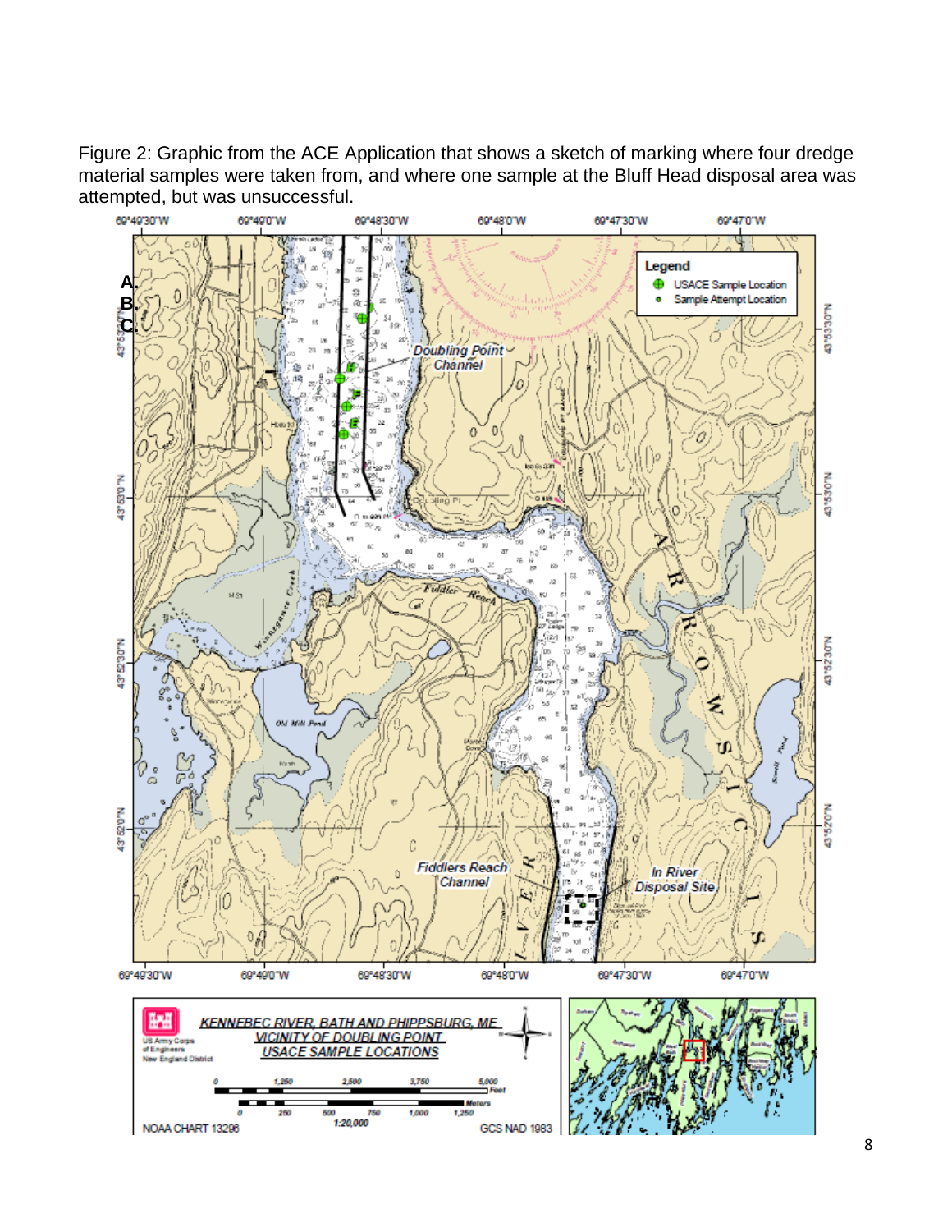Figure 2: Graphic from the ACE Application that shows a sketch of marking where four dredge material samples were taken from, and where one sample at the Bluff Head disposal area was attempted, but was unsuccessful.

Legend

- USACE Sample Location
- Sample Attempt Location

Doubling Point Channel

Fiddlers Reach Channel

In River Disposal Site

KENNEBEC RIVER, BATH AND PHIPPSBURG, ME
VICINITY OF DOUBLING POINT
USACE SAMPLE LOCATIONS

US Army Corps of Engineers New England District

NOAA CHART 13296

1:20,000

GCS NAD 1983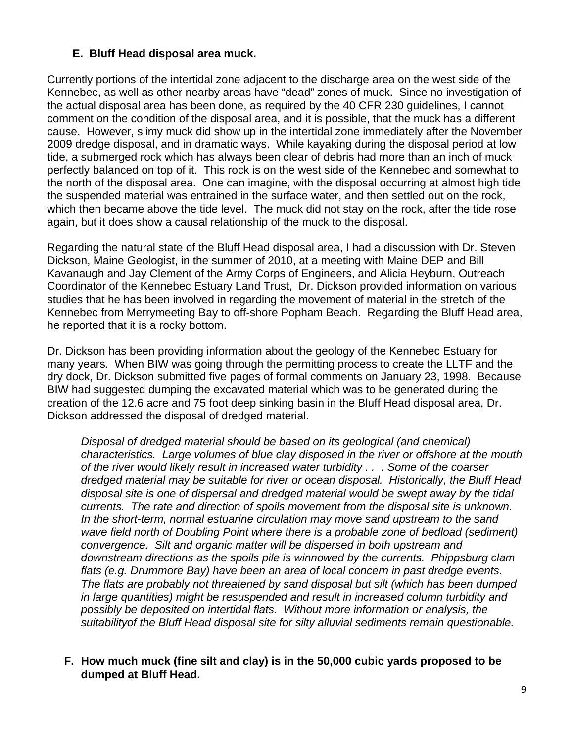## E. Bluff Head disposal area muck.

Currently portions of the intertidal zone adjacent to the discharge area on the west side of the Kennebec, as well as other nearby areas have "dead" zones of muck. Since no investigation of the actual disposal area has been done, as required by the 40 CFR 230 guidelines, I cannot comment on the condition of the disposal area, and it is possible, that the muck has a different cause. However, slimy muck did show up in the intertidal zone immediately after the November 2009 dredge disposal, and in dramatic ways. While kayaking during the disposal period at low tide, a submerged rock which has always been clear of debris had more than an inch of muck perfectly balanced on top of it. This rock is on the west side of the Kennebec and somewhat to the north of the disposal area. One can imagine, with the disposal occurring at almost high tide the suspended material was entrained in the surface water, and then settled out on the rock, which then became above the tide level. The muck did not stay on the rock, after the tide rose again, but it does show a causal relationship of the muck to the disposal.

Regarding the natural state of the Bluff Head disposal area, I had a discussion with Dr. Steven Dickson, Maine Geologist, in the summer of 2010, at a meeting with Maine DEP and Bill Kavanaugh and Jay Clement of the Army Corps of Engineers, and Alicia Heyburn, Outreach Coordinator of the Kennebec Estuary Land Trust, Dr. Dickson provided information on various studies that he has been involved in regarding the movement of material in the stretch of the Kennebec from Merrymeeting Bay to off-shore Popham Beach. Regarding the Bluff Head area, he reported that it is a rocky bottom.

Dr. Dickson has been providing information about the geology of the Kennebec Estuary for many years. When BIW was going through the permitting process to create the LLTF and the dry dock, Dr. Dickson submitted five pages of formal comments on January 23, 1998. Because BIW had suggested dumping the excavated material which was to be generated during the creation of the 12.6 acre and 75 foot deep sinking basin in the Bluff Head disposal area, Dr. Dickson addressed the disposal of dredged material.

> *Disposal of dredged material should be based on its geological (and chemical) characteristics. Large volumes of blue clay disposed in the river or offshore at the mouth of the river would likely result in increased water turbidity . . . Some of the coarser dredged material may be suitable for river or ocean disposal. Historically, the Bluff Head disposal site is one of dispersal and dredged material would be swept away by the tidal currents. The rate and direction of spoils movement from the disposal site is unknown. In the short-term, normal estuarine circulation may move sand upstream to the sand wave field north of Doubling Point where there is a probable zone of bedload (sediment) convergence. Silt and organic matter will be dispersed in both upstream and downstream directions as the spoils pile is winnowed by the currents. Phippsburg clam flats (e.g. Drummore Bay) have been an area of local concern in past dredge events. The flats are probably not threatened by sand disposal but silt (which has been dumped in large quantities) might be resuspended and result in increased column turbidity and possibly be deposited on intertidal flats. Without more information or analysis, the suitabilityof the Bluff Head disposal site for silty alluvial sediments remain questionable.*

## F. How much muck (fine silt and clay) is in the 50,000 cubic yards proposed to be dumped at Bluff Head.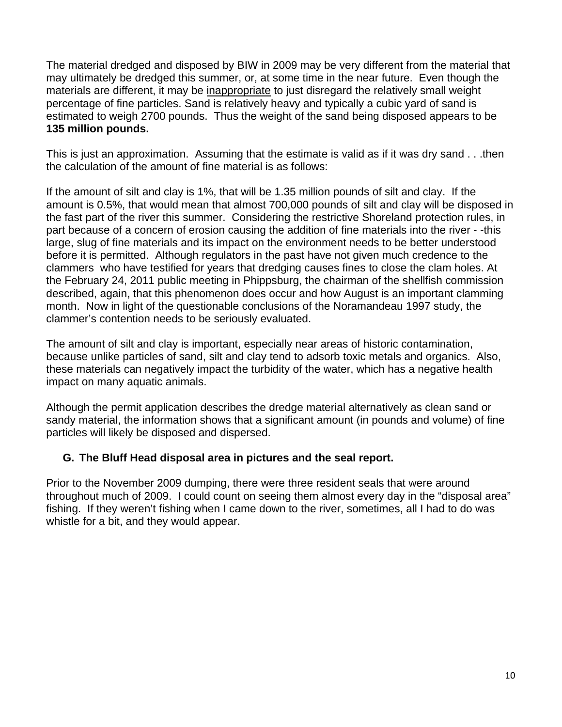The material dredged and disposed by BIW in 2009 may be very different from the material that may ultimately be dredged this summer, or, at some time in the near future. Even though the materials are different, it may be <u>inappropriate</u> to just disregard the relatively small weight percentage of fine particles. Sand is relatively heavy and typically a cubic yard of sand is estimated to weigh 2700 pounds. Thus the weight of the sand being disposed appears to be **135 million pounds.**

This is just an approximation. Assuming that the estimate is valid as if it was dry sand . . .then the calculation of the amount of fine material is as follows:

If the amount of silt and clay is 1%, that will be 1.35 million pounds of silt and clay. If the amount is 0.5%, that would mean that almost 700,000 pounds of silt and clay will be disposed in the fast part of the river this summer. Considering the restrictive Shoreland protection rules, in part because of a concern of erosion causing the addition of fine materials into the river - -this large, slug of fine materials and its impact on the environment needs to be better understood before it is permitted. Although regulators in the past have not given much credence to the clammers who have testified for years that dredging causes fines to close the clam holes. At the February 24, 2011 public meeting in Phippsburg, the chairman of the shellfish commission described, again, that this phenomenon does occur and how August is an important clamming month. Now in light of the questionable conclusions of the Noramandeau 1997 study, the clammer's contention needs to be seriously evaluated.

The amount of silt and clay is important, especially near areas of historic contamination, because unlike particles of sand, silt and clay tend to adsorb toxic metals and organics. Also, these materials can negatively impact the turbidity of the water, which has a negative health impact on many aquatic animals.

Although the permit application describes the dredge material alternatively as clean sand or sandy material, the information shows that a significant amount (in pounds and volume) of fine particles will likely be disposed and dispersed.

### G. The Bluff Head disposal area in pictures and the seal report.

Prior to the November 2009 dumping, there were three resident seals that were around throughout much of 2009. I could count on seeing them almost every day in the "disposal area" fishing. If they weren't fishing when I came down to the river, sometimes, all I had to do was whistle for a bit, and they would appear.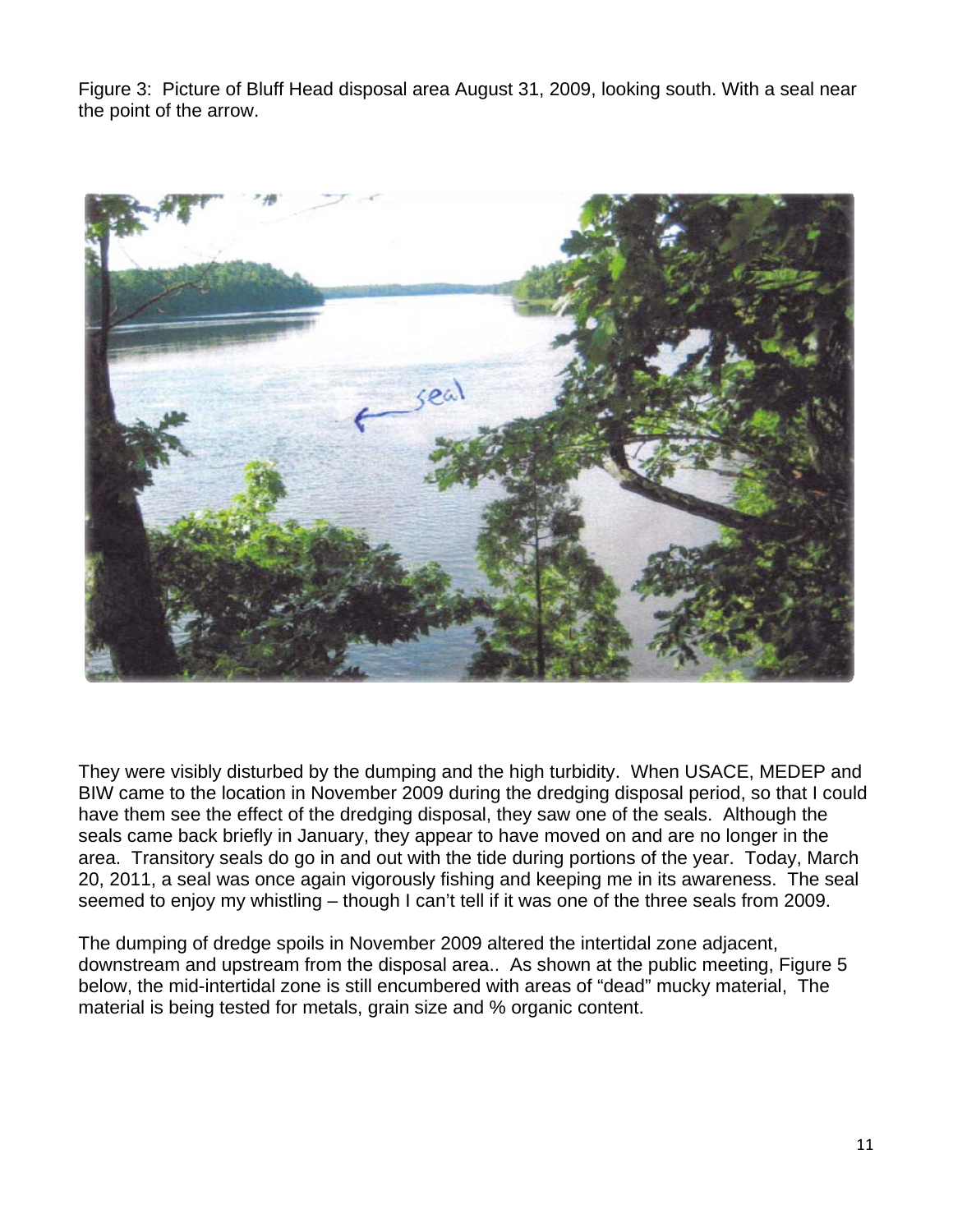Figure 3: Picture of Bluff Head disposal area August 31, 2009, looking south. With a seal near the point of the arrow.

They were visibly disturbed by the dumping and the high turbidity. When USACE, MEDEP and BIW came to the location in November 2009 during the dredging disposal period, so that I could have them see the effect of the dredging disposal, they saw one of the seals. Although the seals came back briefly in January, they appear to have moved on and are no longer in the area. Transitory seals do go in and out with the tide during portions of the year. Today, March 20, 2011, a seal was once again vigorously fishing and keeping me in its awareness. The seal seemed to enjoy my whistling – though I can't tell if it was one of the three seals from 2009.

The dumping of dredge spoils in November 2009 altered the intertidal zone adjacent, downstream and upstream from the disposal area.. As shown at the public meeting, Figure 5 below, the mid-intertidal zone is still encumbered with areas of "dead" mucky material, The material is being tested for metals, grain size and % organic content.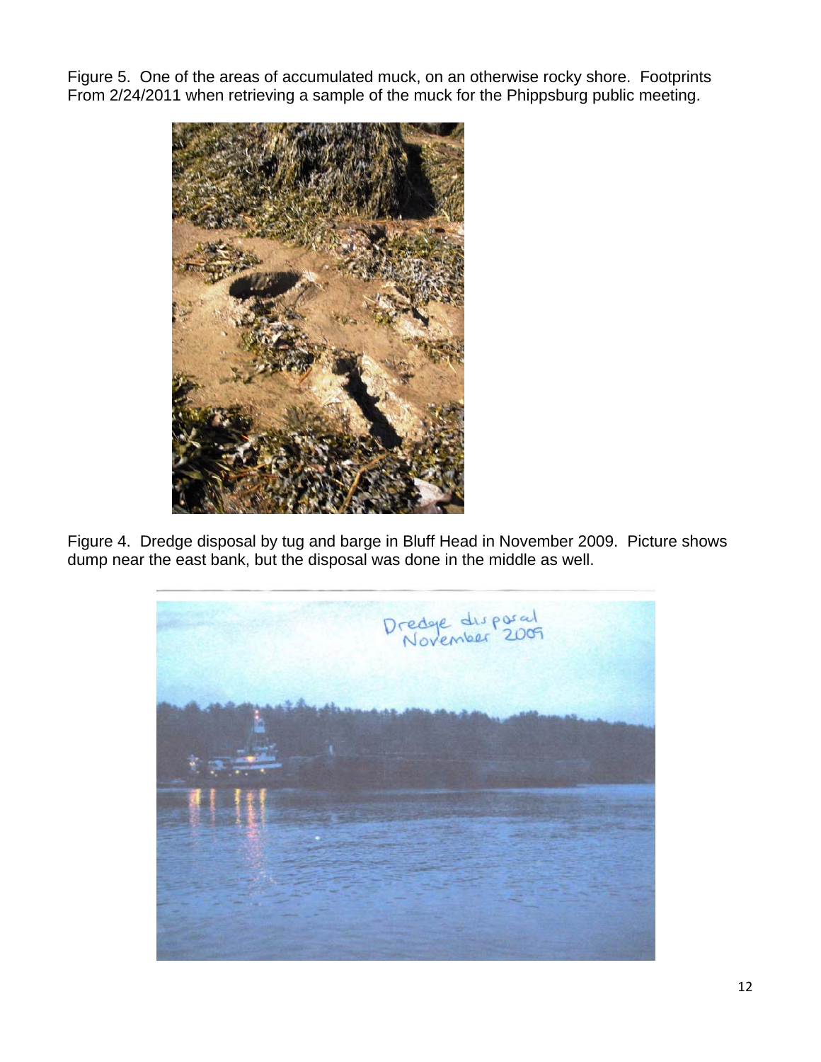Figure 5. One of the areas of accumulated muck, on an otherwise rocky shore. Footprints From 2/24/2011 when retrieving a sample of the muck for the Phippsburg public meeting.

Figure 4. Dredge disposal by tug and barge in Bluff Head in November 2009. Picture shows dump near the east bank, but the disposal was done in the middle as well.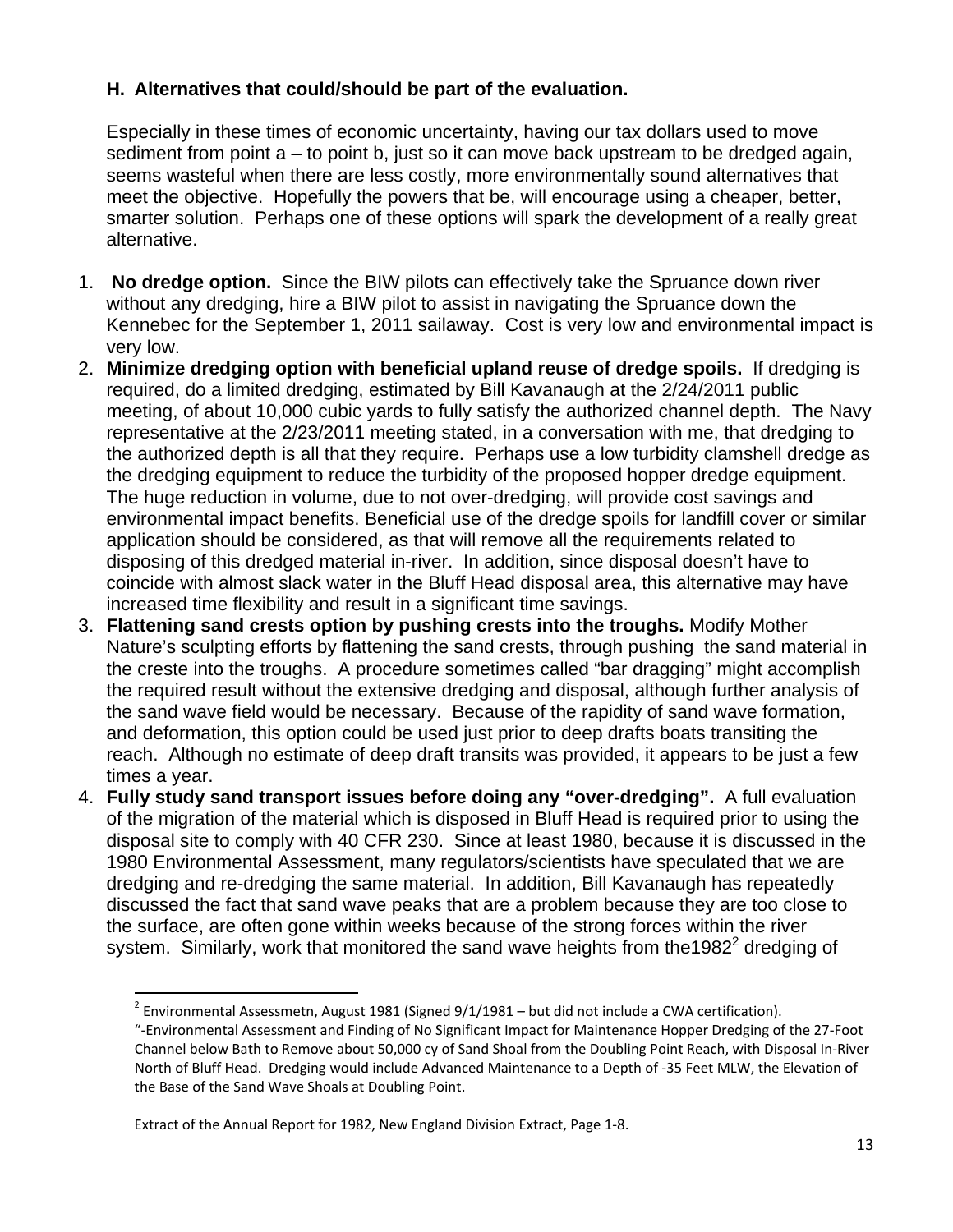### H. Alternatives that could/should be part of the evaluation.

Especially in these times of economic uncertainty, having our tax dollars used to move sediment from point a – to point b, just so it can move back upstream to be dredged again, seems wasteful when there are less costly, more environmentally sound alternatives that meet the objective. Hopefully the powers that be, will encourage using a cheaper, better, smarter solution. Perhaps one of these options will spark the development of a really great alternative.

1. **No dredge option.** Since the BIW pilots can effectively take the Spruance down river without any dredging, hire a BIW pilot to assist in navigating the Spruance down the Kennebec for the September 1, 2011 sailaway. Cost is very low and environmental impact is very low.
2. **Minimize dredging option with beneficial upland reuse of dredge spoils.** If dredging is required, do a limited dredging, estimated by Bill Kavanaugh at the 2/24/2011 public meeting, of about 10,000 cubic yards to fully satisfy the authorized channel depth. The Navy representative at the 2/23/2011 meeting stated, in a conversation with me, that dredging to the authorized depth is all that they require. Perhaps use a low turbidity clamshell dredge as the dredging equipment to reduce the turbidity of the proposed hopper dredge equipment. The huge reduction in volume, due to not over-dredging, will provide cost savings and environmental impact benefits. Beneficial use of the dredge spoils for landfill cover or similar application should be considered, as that will remove all the requirements related to disposing of this dredged material in-river. In addition, since disposal doesn't have to coincide with almost slack water in the Bluff Head disposal area, this alternative may have increased time flexibility and result in a significant time savings.
3. **Flattening sand crests option by pushing crests into the troughs.** Modify Mother Nature's sculpting efforts by flattening the sand crests, through pushing the sand material in the creste into the troughs. A procedure sometimes called "bar dragging" might accomplish the required result without the extensive dredging and disposal, although further analysis of the sand wave field would be necessary. Because of the rapidity of sand wave formation, and deformation, this option could be used just prior to deep drafts boats transiting the reach. Although no estimate of deep draft transits was provided, it appears to be just a few times a year.
4. **Fully study sand transport issues before doing any "over-dredging".** A full evaluation of the migration of the material which is disposed in Bluff Head is required prior to using the disposal site to comply with 40 CFR 230. Since at least 1980, because it is discussed in the 1980 Environmental Assessment, many regulators/scientists have speculated that we are dredging and re-dredging the same material. In addition, Bill Kavanaugh has repeatedly discussed the fact that sand wave peaks that are a problem because they are too close to the surface, are often gone within weeks because of the strong forces within the river system. Similarly, work that monitored the sand wave heights from the1982[2] dredging of

---

[2] Environmental Assessmetn, August 1981 (Signed 9/1/1981 – but did not include a CWA certification).
"-Environmental Assessment and Finding of No Significant Impact for Maintenance Hopper Dredging of the 27-Foot Channel below Bath to Remove about 50,000 cy of Sand Shoal from the Doubling Point Reach, with Disposal In-River North of Bluff Head. Dredging would include Advanced Maintenance to a Depth of -35 Feet MLW, the Elevation of the Base of the Sand Wave Shoals at Doubling Point.

Extract of the Annual Report for 1982, New England Division Extract, Page 1-8.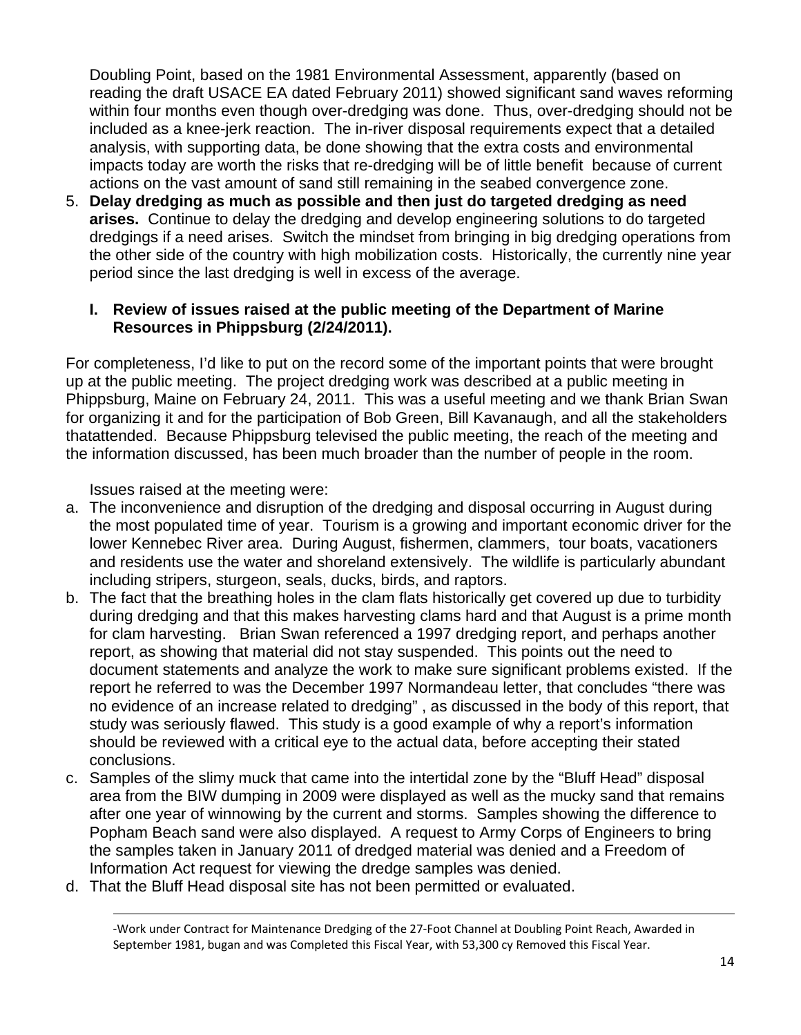Doubling Point, based on the 1981 Environmental Assessment, apparently (based on reading the draft USACE EA dated February 2011) showed significant sand waves reforming within four months even though over-dredging was done. Thus, over-dredging should not be included as a knee-jerk reaction. The in-river disposal requirements expect that a detailed analysis, with supporting data, be done showing that the extra costs and environmental impacts today are worth the risks that re-dredging will be of little benefit because of current actions on the vast amount of sand still remaining in the seabed convergence zone.

5. **Delay dredging as much as possible and then just do targeted dredging as need arises.** Continue to delay the dredging and develop engineering solutions to do targeted dredgings if a need arises. Switch the mindset from bringing in big dredging operations from the other side of the country with high mobilization costs. Historically, the currently nine year period since the last dredging is well in excess of the average.

### I. Review of issues raised at the public meeting of the Department of Marine Resources in Phippsburg (2/24/2011).

For completeness, I'd like to put on the record some of the important points that were brought up at the public meeting. The project dredging work was described at a public meeting in Phippsburg, Maine on February 24, 2011. This was a useful meeting and we thank Brian Swan for organizing it and for the participation of Bob Green, Bill Kavanaugh, and all the stakeholders thatattended. Because Phippsburg televised the public meeting, the reach of the meeting and the information discussed, has been much broader than the number of people in the room.

Issues raised at the meeting were:

a. The inconvenience and disruption of the dredging and disposal occurring in August during the most populated time of year. Tourism is a growing and important economic driver for the lower Kennebec River area. During August, fishermen, clammers, tour boats, vacationers and residents use the water and shoreland extensively. The wildlife is particularly abundant including stripers, sturgeon, seals, ducks, birds, and raptors.
b. The fact that the breathing holes in the clam flats historically get covered up due to turbidity during dredging and that this makes harvesting clams hard and that August is a prime month for clam harvesting. Brian Swan referenced a 1997 dredging report, and perhaps another report, as showing that material did not stay suspended. This points out the need to document statements and analyze the work to make sure significant problems existed. If the report he referred to was the December 1997 Normandeau letter, that concludes "there was no evidence of an increase related to dredging" , as discussed in the body of this report, that study was seriously flawed. This study is a good example of why a report's information should be reviewed with a critical eye to the actual data, before accepting their stated conclusions.
c. Samples of the slimy muck that came into the intertidal zone by the "Bluff Head" disposal area from the BIW dumping in 2009 were displayed as well as the mucky sand that remains after one year of winnowing by the current and storms. Samples showing the difference to Popham Beach sand were also displayed. A request to Army Corps of Engineers to bring the samples taken in January 2011 of dredged material was denied and a Freedom of Information Act request for viewing the dredge samples was denied.
d. That the Bluff Head disposal site has not been permitted or evaluated.

-Work under Contract for Maintenance Dredging of the 27-Foot Channel at Doubling Point Reach, Awarded in September 1981, bugan and was Completed this Fiscal Year, with 53,300 cy Removed this Fiscal Year.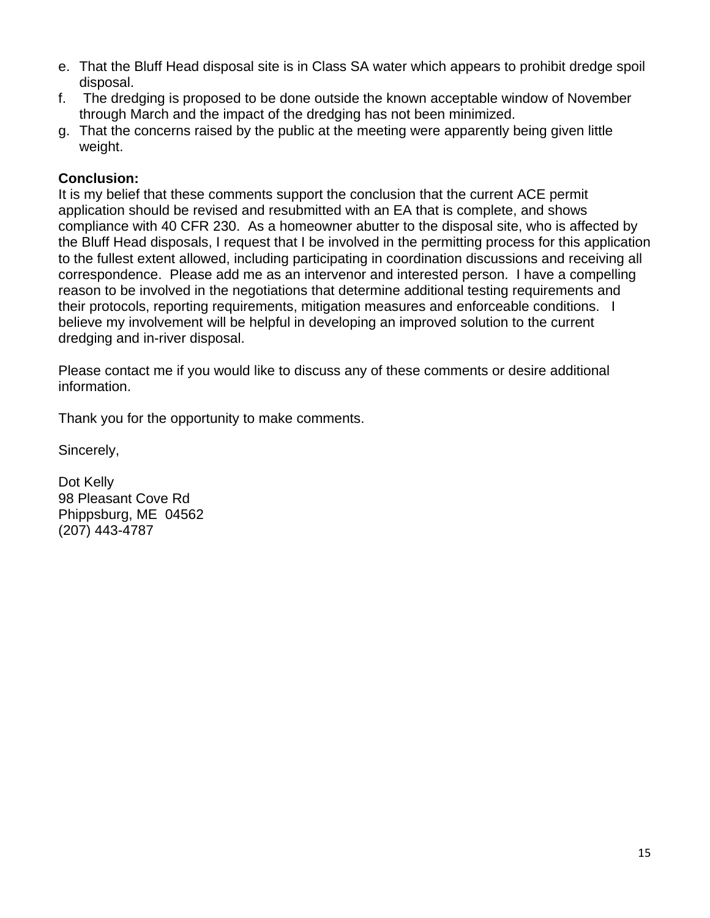e. That the Bluff Head disposal site is in Class SA water which appears to prohibit dredge spoil disposal.
f. The dredging is proposed to be done outside the known acceptable window of November through March and the impact of the dredging has not been minimized.
g. That the concerns raised by the public at the meeting were apparently being given little weight.

**Conclusion:**
It is my belief that these comments support the conclusion that the current ACE permit application should be revised and resubmitted with an EA that is complete, and shows compliance with 40 CFR 230. As a homeowner abutter to the disposal site, who is affected by the Bluff Head disposals, I request that I be involved in the permitting process for this application to the fullest extent allowed, including participating in coordination discussions and receiving all correspondence. Please add me as an intervenor and interested person. I have a compelling reason to be involved in the negotiations that determine additional testing requirements and their protocols, reporting requirements, mitigation measures and enforceable conditions. I believe my involvement will be helpful in developing an improved solution to the current dredging and in-river disposal.

Please contact me if you would like to discuss any of these comments or desire additional information.

Thank you for the opportunity to make comments.

Sincerely,

Dot Kelly
98 Pleasant Cove Rd
Phippsburg, ME 04562
(207) 443-4787